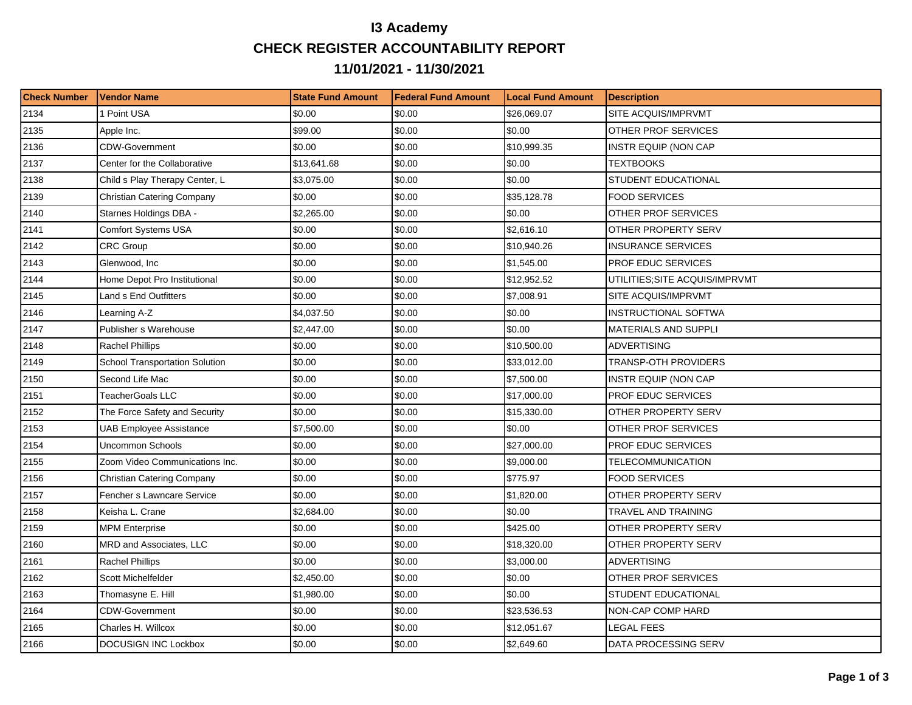# I3 Academy

## CHECK REGISTER ACCOUNTABILITY REPORT

## 11/01/2021 - 11/30/2021

| Check Number | Vendor Name | State Fund Amount | Federal Fund Amount | Local Fund Amount | Description |
|---|---|---|---|---|---|
| 2134 | 1 Point USA | $0.00 | $0.00 | $26,069.07 | SITE ACQUIS/IMPRVMT |
| 2135 | Apple Inc. | $99.00 | $0.00 | $0.00 | OTHER PROF SERVICES |
| 2136 | CDW-Government | $0.00 | $0.00 | $10,999.35 | INSTR EQUIP (NON CAP |
| 2137 | Center for the Collaborative | $13,641.68 | $0.00 | $0.00 | TEXTBOOKS |
| 2138 | Child s Play Therapy Center, L | $3,075.00 | $0.00 | $0.00 | STUDENT EDUCATIONAL |
| 2139 | Christian Catering Company | $0.00 | $0.00 | $35,128.78 | FOOD SERVICES |
| 2140 | Starnes Holdings DBA - | $2,265.00 | $0.00 | $0.00 | OTHER PROF SERVICES |
| 2141 | Comfort Systems USA | $0.00 | $0.00 | $2,616.10 | OTHER PROPERTY SERV |
| 2142 | CRC Group | $0.00 | $0.00 | $10,940.26 | INSURANCE SERVICES |
| 2143 | Glenwood, Inc | $0.00 | $0.00 | $1,545.00 | PROF EDUC SERVICES |
| 2144 | Home Depot Pro Institutional | $0.00 | $0.00 | $12,952.52 | UTILITIES;SITE ACQUIS/IMPRVMT |
| 2145 | Land s End Outfitters | $0.00 | $0.00 | $7,008.91 | SITE ACQUIS/IMPRVMT |
| 2146 | Learning A-Z | $4,037.50 | $0.00 | $0.00 | INSTRUCTIONAL SOFTWA |
| 2147 | Publisher s Warehouse | $2,447.00 | $0.00 | $0.00 | MATERIALS AND SUPPLI |
| 2148 | Rachel Phillips | $0.00 | $0.00 | $10,500.00 | ADVERTISING |
| 2149 | School Transportation Solution | $0.00 | $0.00 | $33,012.00 | TRANSP-OTH PROVIDERS |
| 2150 | Second Life Mac | $0.00 | $0.00 | $7,500.00 | INSTR EQUIP (NON CAP |
| 2151 | TeacherGoals LLC | $0.00 | $0.00 | $17,000.00 | PROF EDUC SERVICES |
| 2152 | The Force Safety and Security | $0.00 | $0.00 | $15,330.00 | OTHER PROPERTY SERV |
| 2153 | UAB Employee Assistance | $7,500.00 | $0.00 | $0.00 | OTHER PROF SERVICES |
| 2154 | Uncommon Schools | $0.00 | $0.00 | $27,000.00 | PROF EDUC SERVICES |
| 2155 | Zoom Video Communications Inc. | $0.00 | $0.00 | $9,000.00 | TELECOMMUNICATION |
| 2156 | Christian Catering Company | $0.00 | $0.00 | $775.97 | FOOD SERVICES |
| 2157 | Fencher s Lawncare Service | $0.00 | $0.00 | $1,820.00 | OTHER PROPERTY SERV |
| 2158 | Keisha L. Crane | $2,684.00 | $0.00 | $0.00 | TRAVEL AND TRAINING |
| 2159 | MPM Enterprise | $0.00 | $0.00 | $425.00 | OTHER PROPERTY SERV |
| 2160 | MRD and Associates, LLC | $0.00 | $0.00 | $18,320.00 | OTHER PROPERTY SERV |
| 2161 | Rachel Phillips | $0.00 | $0.00 | $3,000.00 | ADVERTISING |
| 2162 | Scott Michelfelder | $2,450.00 | $0.00 | $0.00 | OTHER PROF SERVICES |
| 2163 | Thomasyne E. Hill | $1,980.00 | $0.00 | $0.00 | STUDENT EDUCATIONAL |
| 2164 | CDW-Government | $0.00 | $0.00 | $23,536.53 | NON-CAP COMP HARD |
| 2165 | Charles H. Willcox | $0.00 | $0.00 | $12,051.67 | LEGAL FEES |
| 2166 | DOCUSIGN INC Lockbox | $0.00 | $0.00 | $2,649.60 | DATA PROCESSING SERV |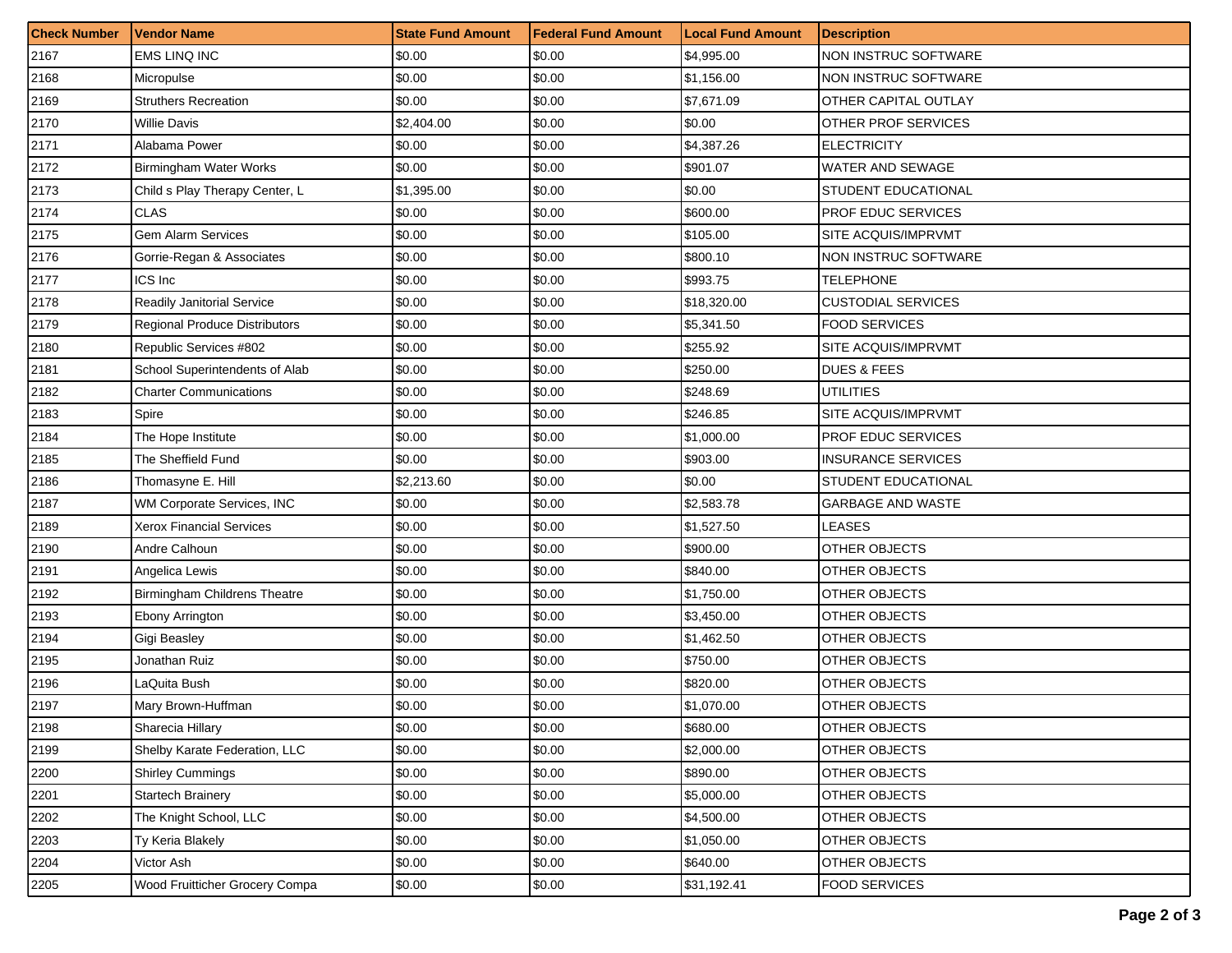| Check Number | Vendor Name | State Fund Amount | Federal Fund Amount | Local Fund Amount | Description |
|---|---|---|---|---|---|
| 2167 | EMS LINQ INC | $0.00 | $0.00 | $4,995.00 | NON INSTRUC SOFTWARE |
| 2168 | Micropulse | $0.00 | $0.00 | $1,156.00 | NON INSTRUC SOFTWARE |
| 2169 | Struthers Recreation | $0.00 | $0.00 | $7,671.09 | OTHER CAPITAL OUTLAY |
| 2170 | Willie Davis | $2,404.00 | $0.00 | $0.00 | OTHER PROF SERVICES |
| 2171 | Alabama Power | $0.00 | $0.00 | $4,387.26 | ELECTRICITY |
| 2172 | Birmingham Water Works | $0.00 | $0.00 | $901.07 | WATER AND SEWAGE |
| 2173 | Child s Play Therapy Center, L | $1,395.00 | $0.00 | $0.00 | STUDENT EDUCATIONAL |
| 2174 | CLAS | $0.00 | $0.00 | $600.00 | PROF EDUC SERVICES |
| 2175 | Gem Alarm Services | $0.00 | $0.00 | $105.00 | SITE ACQUIS/IMPRVMT |
| 2176 | Gorrie-Regan & Associates | $0.00 | $0.00 | $800.10 | NON INSTRUC SOFTWARE |
| 2177 | ICS Inc | $0.00 | $0.00 | $993.75 | TELEPHONE |
| 2178 | Readily Janitorial Service | $0.00 | $0.00 | $18,320.00 | CUSTODIAL SERVICES |
| 2179 | Regional Produce Distributors | $0.00 | $0.00 | $5,341.50 | FOOD SERVICES |
| 2180 | Republic Services #802 | $0.00 | $0.00 | $255.92 | SITE ACQUIS/IMPRVMT |
| 2181 | School Superintendents of Alab | $0.00 | $0.00 | $250.00 | DUES & FEES |
| 2182 | Charter Communications | $0.00 | $0.00 | $248.69 | UTILITIES |
| 2183 | Spire | $0.00 | $0.00 | $246.85 | SITE ACQUIS/IMPRVMT |
| 2184 | The Hope Institute | $0.00 | $0.00 | $1,000.00 | PROF EDUC SERVICES |
| 2185 | The Sheffield Fund | $0.00 | $0.00 | $903.00 | INSURANCE SERVICES |
| 2186 | Thomasyne E. Hill | $2,213.60 | $0.00 | $0.00 | STUDENT EDUCATIONAL |
| 2187 | WM Corporate Services, INC | $0.00 | $0.00 | $2,583.78 | GARBAGE AND WASTE |
| 2189 | Xerox Financial Services | $0.00 | $0.00 | $1,527.50 | LEASES |
| 2190 | Andre Calhoun | $0.00 | $0.00 | $900.00 | OTHER OBJECTS |
| 2191 | Angelica Lewis | $0.00 | $0.00 | $840.00 | OTHER OBJECTS |
| 2192 | Birmingham Childrens Theatre | $0.00 | $0.00 | $1,750.00 | OTHER OBJECTS |
| 2193 | Ebony Arrington | $0.00 | $0.00 | $3,450.00 | OTHER OBJECTS |
| 2194 | Gigi Beasley | $0.00 | $0.00 | $1,462.50 | OTHER OBJECTS |
| 2195 | Jonathan Ruiz | $0.00 | $0.00 | $750.00 | OTHER OBJECTS |
| 2196 | LaQuita Bush | $0.00 | $0.00 | $820.00 | OTHER OBJECTS |
| 2197 | Mary Brown-Huffman | $0.00 | $0.00 | $1,070.00 | OTHER OBJECTS |
| 2198 | Sharecia Hillary | $0.00 | $0.00 | $680.00 | OTHER OBJECTS |
| 2199 | Shelby Karate Federation, LLC | $0.00 | $0.00 | $2,000.00 | OTHER OBJECTS |
| 2200 | Shirley Cummings | $0.00 | $0.00 | $890.00 | OTHER OBJECTS |
| 2201 | Startech Brainery | $0.00 | $0.00 | $5,000.00 | OTHER OBJECTS |
| 2202 | The Knight School, LLC | $0.00 | $0.00 | $4,500.00 | OTHER OBJECTS |
| 2203 | Ty Keria Blakely | $0.00 | $0.00 | $1,050.00 | OTHER OBJECTS |
| 2204 | Victor Ash | $0.00 | $0.00 | $640.00 | OTHER OBJECTS |
| 2205 | Wood Fruitticher Grocery Compa | $0.00 | $0.00 | $31,192.41 | FOOD SERVICES |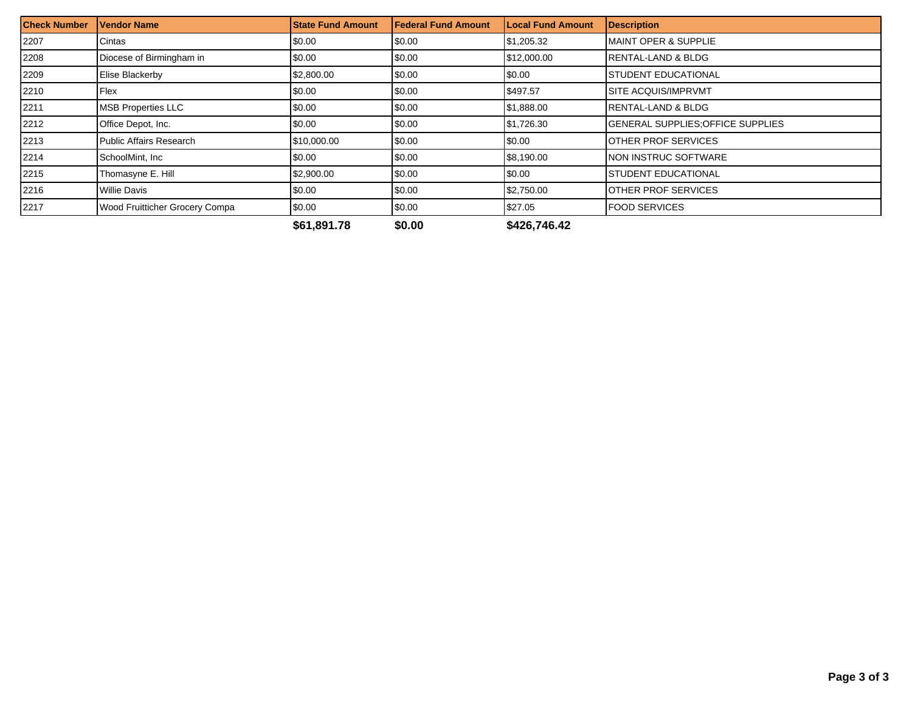| Check Number | Vendor Name | State Fund Amount | Federal Fund Amount | Local Fund Amount | Description |
|---|---|---|---|---|---|
| 2207 | Cintas | $0.00 | $0.00 | $1,205.32 | MAINT OPER & SUPPLIE |
| 2208 | Diocese of Birmingham in | $0.00 | $0.00 | $12,000.00 | RENTAL-LAND & BLDG |
| 2209 | Elise Blackerby | $2,800.00 | $0.00 | $0.00 | STUDENT EDUCATIONAL |
| 2210 | Flex | $0.00 | $0.00 | $497.57 | SITE ACQUIS/IMPRVMT |
| 2211 | MSB Properties LLC | $0.00 | $0.00 | $1,888.00 | RENTAL-LAND & BLDG |
| 2212 | Office Depot, Inc. | $0.00 | $0.00 | $1,726.30 | GENERAL SUPPLIES;OFFICE SUPPLIES |
| 2213 | Public Affairs Research | $10,000.00 | $0.00 | $0.00 | OTHER PROF SERVICES |
| 2214 | SchoolMint, Inc | $0.00 | $0.00 | $8,190.00 | NON INSTRUC SOFTWARE |
| 2215 | Thomasyne E. Hill | $2,900.00 | $0.00 | $0.00 | STUDENT EDUCATIONAL |
| 2216 | Willie Davis | $0.00 | $0.00 | $2,750.00 | OTHER PROF SERVICES |
| 2217 | Wood Fruitticher Grocery Compa | $0.00 | $0.00 | $27.05 | FOOD SERVICES |
| | | **$61,891.78** | **$0.00** | **$426,746.42** | |